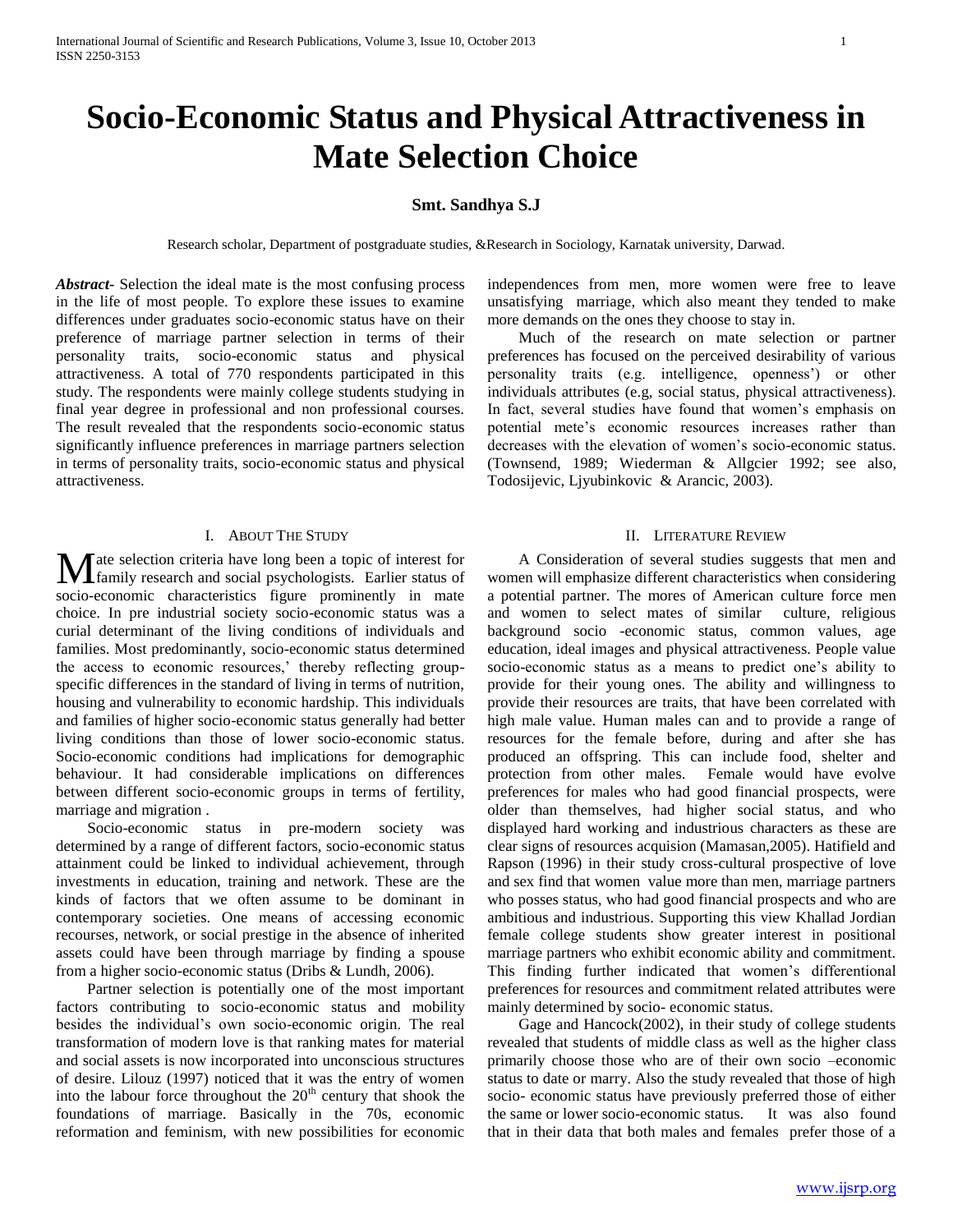# Socio-Economic Status and Physical Attractiveness in Mate Selection Choice

**Smt. Sandhya S.J**

Research scholar, Department of postgraduate studies, &Research in Sociology, Karnatak university, Darwad.

***Abstract***- Selection the ideal mate is the most confusing process in the life of most people. To explore these issues to examine differences under graduates socio-economic status have on their preference of marriage partner selection in terms of their personality traits, socio-economic status and physical attractiveness. A total of 770 respondents participated in this study. The respondents were mainly college students studying in final year degree in professional and non professional courses. The result revealed that the respondents socio-economic status significantly influence preferences in marriage partners selection in terms of personality traits, socio-economic status and physical attractiveness.

## I. About The Study

Mate selection criteria have long been a topic of interest for family research and social psychologists. Earlier status of socio-economic characteristics figure prominently in mate choice. In pre industrial society socio-economic status was a curial determinant of the living conditions of individuals and families. Most predominantly, socio-economic status determined the access to economic resources,' thereby reflecting group-specific differences in the standard of living in terms of nutrition, housing and vulnerability to economic hardship. This individuals and families of higher socio-economic status generally had better living conditions than those of lower socio-economic status. Socio-economic conditions had implications for demographic behaviour. It had considerable implications on differences between different socio-economic groups in terms of fertility, marriage and migration .

Socio-economic status in pre-modern society was determined by a range of different factors, socio-economic status attainment could be linked to individual achievement, through investments in education, training and network. These are the kinds of factors that we often assume to be dominant in contemporary societies. One means of accessing economic recourses, network, or social prestige in the absence of inherited assets could have been through marriage by finding a spouse from a higher socio-economic status (Dribs & Lundh, 2006).

Partner selection is potentially one of the most important factors contributing to socio-economic status and mobility besides the individual's own socio-economic origin. The real transformation of modern love is that ranking mates for material and social assets is now incorporated into unconscious structures of desire. Lilouz (1997) noticed that it was the entry of women into the labour force throughout the 20th century that shook the foundations of marriage. Basically in the 70s, economic reformation and feminism, with new possibilities for economic independences from men, more women were free to leave unsatisfying marriage, which also meant they tended to make more demands on the ones they choose to stay in.

Much of the research on mate selection or partner preferences has focused on the perceived desirability of various personality traits (e.g. intelligence, openness') or other individuals attributes (e.g, social status, physical attractiveness). In fact, several studies have found that women's emphasis on potential mete's economic resources increases rather than decreases with the elevation of women's socio-economic status. (Townsend, 1989; Wiederman & Allgcier 1992; see also, Todosijevic, Ljyubinkovic & Arancic, 2003).

## II. Literature Review

A Consideration of several studies suggests that men and women will emphasize different characteristics when considering a potential partner. The mores of American culture force men and women to select mates of similar culture, religious background socio -economic status, common values, age education, ideal images and physical attractiveness. People value socio-economic status as a means to predict one's ability to provide for their young ones. The ability and willingness to provide their resources are traits, that have been correlated with high male value. Human males can and to provide a range of resources for the female before, during and after she has produced an offspring. This can include food, shelter and protection from other males. Female would have evolve preferences for males who had good financial prospects, were older than themselves, had higher social status, and who displayed hard working and industrious characters as these are clear signs of resources acquision (Mamasan,2005). Hatifield and Rapson (1996) in their study cross-cultural prospective of love and sex find that women value more than men, marriage partners who posses status, who had good financial prospects and who are ambitious and industrious. Supporting this view Khallad Jordian female college students show greater interest in positional marriage partners who exhibit economic ability and commitment. This finding further indicated that women's differentional preferences for resources and commitment related attributes were mainly determined by socio- economic status.

Gage and Hancock(2002), in their study of college students revealed that students of middle class as well as the higher class primarily choose those who are of their own socio –economic status to date or marry. Also the study revealed that those of high socio- economic status have previously preferred those of either the same or lower socio-economic status. It was also found that in their data that both males and females prefer those of a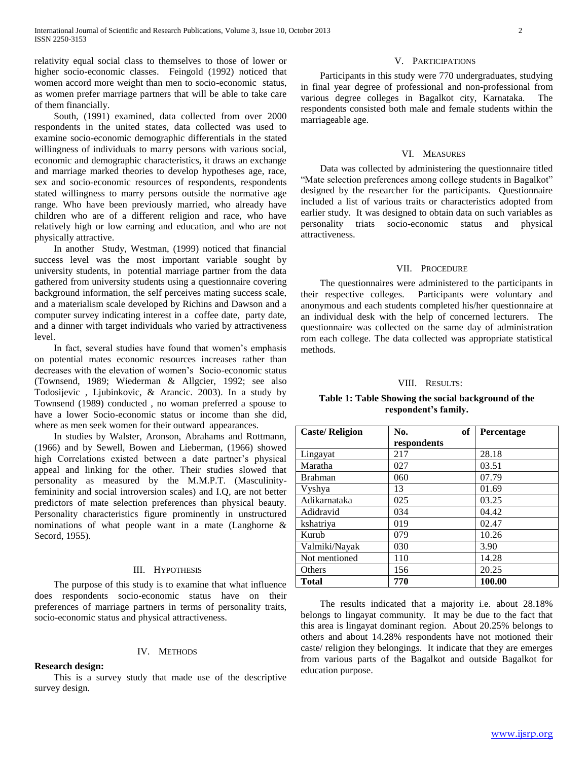relativity equal social class to themselves to those of lower or higher socio-economic classes. Feingold (1992) noticed that women accord more weight than men to socio-economic status, as women prefer marriage partners that will be able to take care of them financially.

South, (1991) examined, data collected from over 2000 respondents in the united states, data collected was used to examine socio-economic demographic differentials in the stated willingness of individuals to marry persons with various social, economic and demographic characteristics, it draws an exchange and marriage marked theories to develop hypotheses age, race, sex and socio-economic resources of respondents, respondents stated willingness to marry persons outside the normative age range. Who have been previously married, who already have children who are of a different religion and race, who have relatively high or low earning and education, and who are not physically attractive.

In another Study, Westman, (1999) noticed that financial success level was the most important variable sought by university students, in potential marriage partner from the data gathered from university students using a questionnaire covering background information, the self perceives mating success scale, and a materialism scale developed by Richins and Dawson and a computer survey indicating interest in a coffee date, party date, and a dinner with target individuals who varied by attractiveness level.

In fact, several studies have found that women's emphasis on potential mates economic resources increases rather than decreases with the elevation of women's Socio-economic status (Townsend, 1989; Wiederman & Allgcier, 1992; see also Todosijevic , Ljubinkovic, & Arancic. 2003). In a study by Townsend (1989) conducted , no woman preferred a spouse to have a lower Socio-economic status or income than she did, where as men seek women for their outward appearances.

In studies by Walster, Aronson, Abrahams and Rottmann, (1966) and by Sewell, Bowen and Lieberman, (1966) showed high Correlations existed between a date partner's physical appeal and linking for the other. Their studies slowed that personality as measured by the M.M.P.T. (Masculinity-femininity and social introversion scales) and I.Q, are not better predictors of mate selection preferences than physical beauty. Personality characteristics figure prominently in unstructured nominations of what people want in a mate (Langhorne & Secord, 1955).

## III. Hypothesis

The purpose of this study is to examine that what influence does respondents socio-economic status have on their preferences of marriage partners in terms of personality traits, socio-economic status and physical attractiveness.

## IV. Methods

**Research design:**

This is a survey study that made use of the descriptive survey design.

## V. Participations

Participants in this study were 770 undergraduates, studying in final year degree of professional and non-professional from various degree colleges in Bagalkot city, Karnataka. The respondents consisted both male and female students within the marriageable age.

## VI. Measures

Data was collected by administering the questionnaire titled "Mate selection preferences among college students in Bagalkot" designed by the researcher for the participants. Questionnaire included a list of various traits or characteristics adopted from earlier study. It was designed to obtain data on such variables as personality triats socio-economic status and physical attractiveness.

## VII. Procedure

The questionnaires were administered to the participants in their respective colleges. Participants were voluntary and anonymous and each students completed his/her questionnaire at an individual desk with the help of concerned lecturers. The questionnaire was collected on the same day of administration rom each college. The data collected was appropriate statistical methods.

## VIII. Results:

**Table 1: Table Showing the social background of the respondent's family.**

| Caste/ Religion | No. of respondents | Percentage |
|---|---|---|
| Lingayat | 217 | 28.18 |
| Maratha | 027 | 03.51 |
| Brahman | 060 | 07.79 |
| Vyshya | 13 | 01.69 |
| Adikarnataka | 025 | 03.25 |
| Adidravid | 034 | 04.42 |
| kshatriya | 019 | 02.47 |
| Kurub | 079 | 10.26 |
| Valmiki/Nayak | 030 | 3.90 |
| Not mentioned | 110 | 14.28 |
| Others | 156 | 20.25 |
| **Total** | **770** | **100.00** |

The results indicated that a majority i.e. about 28.18% belongs to lingayat community. It may be due to the fact that this area is lingayat dominant region. About 20.25% belongs to others and about 14.28% respondents have not motioned their caste/ religion they belongings. It indicate that they are emerges from various parts of the Bagalkot and outside Bagalkot for education purpose.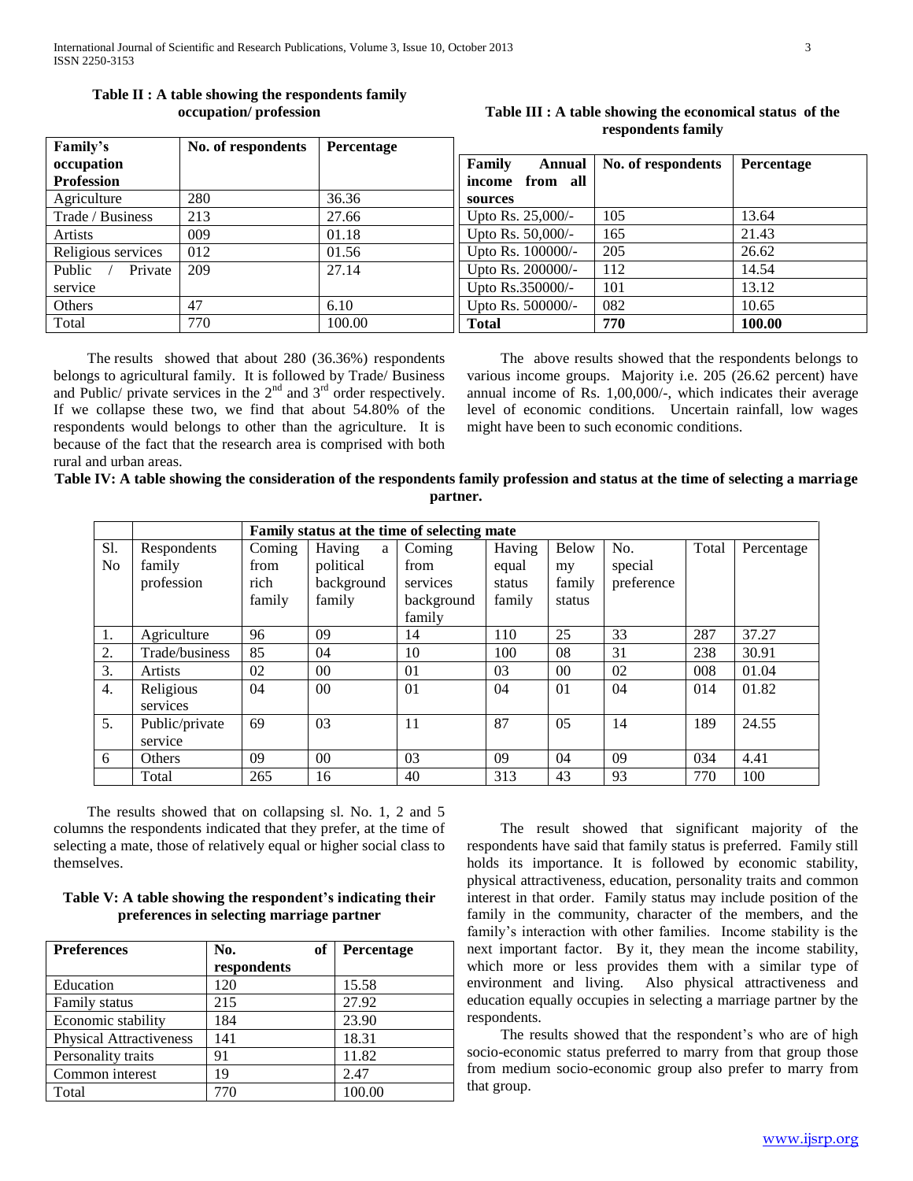**Table II : A table showing the respondents family occupation/ profession**

| Family's occupation Profession | No. of respondents | Percentage |
|---|---|---|
| Agriculture | 280 | 36.36 |
| Trade / Business | 213 | 27.66 |
| Artists | 009 | 01.18 |
| Religious services | 012 | 01.56 |
| Public / Private service | 209 | 27.14 |
| Others | 47 | 6.10 |
| Total | 770 | 100.00 |

The results showed that about 280 (36.36%) respondents belongs to agricultural family. It is followed by Trade/ Business and Public/ private services in the 2nd and 3rd order respectively. If we collapse these two, we find that about 54.80% of the respondents would belongs to other than the agriculture. It is because of the fact that the research area is comprised with both rural and urban areas.

**Table III : A table showing the economical status of the respondents family**

| Family Annual income from all sources | No. of respondents | Percentage |
|---|---|---|
| Upto Rs. 25,000/- | 105 | 13.64 |
| Upto Rs. 50,000/- | 165 | 21.43 |
| Upto Rs. 100000/- | 205 | 26.62 |
| Upto Rs. 200000/- | 112 | 14.54 |
| Upto Rs.350000/- | 101 | 13.12 |
| Upto Rs. 500000/- | 082 | 10.65 |
| **Total** | **770** | **100.00** |

The above results showed that the respondents belongs to various income groups. Majority i.e. 205 (26.62 percent) have annual income of Rs. 1,00,000/-, which indicates their average level of economic conditions. Uncertain rainfall, low wages might have been to such economic conditions.

**Table IV: A table showing the consideration of the respondents family profession and status at the time of selecting a marriage partner.**

| | | Family status at the time of selecting mate | | | | | | | |
|---|---|---|---|---|---|---|---|---|---|
| Sl. No | Respondents family profession | Coming from rich family | Having a political background family | Coming from services background family | Having equal status family | Below my family status | No. special preference | Total | Percentage |
| 1. | Agriculture | 96 | 09 | 14 | 110 | 25 | 33 | 287 | 37.27 |
| 2. | Trade/business | 85 | 04 | 10 | 100 | 08 | 31 | 238 | 30.91 |
| 3. | Artists | 02 | 00 | 01 | 03 | 00 | 02 | 008 | 01.04 |
| 4. | Religious services | 04 | 00 | 01 | 04 | 01 | 04 | 014 | 01.82 |
| 5. | Public/private service | 69 | 03 | 11 | 87 | 05 | 14 | 189 | 24.55 |
| 6 | Others | 09 | 00 | 03 | 09 | 04 | 09 | 034 | 4.41 |
| | Total | 265 | 16 | 40 | 313 | 43 | 93 | 770 | 100 |

The results showed that on collapsing sl. No. 1, 2 and 5 columns the respondents indicated that they prefer, at the time of selecting a mate, those of relatively equal or higher social class to themselves.

**Table V: A table showing the respondent's indicating their preferences in selecting marriage partner**

| Preferences | No. of respondents | Percentage |
|---|---|---|
| Education | 120 | 15.58 |
| Family status | 215 | 27.92 |
| Economic stability | 184 | 23.90 |
| Physical Attractiveness | 141 | 18.31 |
| Personality traits | 91 | 11.82 |
| Common interest | 19 | 2.47 |
| Total | 770 | 100.00 |

The result showed that significant majority of the respondents have said that family status is preferred. Family still holds its importance. It is followed by economic stability, physical attractiveness, education, personality traits and common interest in that order. Family status may include position of the family in the community, character of the members, and the family's interaction with other families. Income stability is the next important factor. By it, they mean the income stability, which more or less provides them with a similar type of environment and living. Also physical attractiveness and education equally occupies in selecting a marriage partner by the respondents.

The results showed that the respondent's who are of high socio-economic status preferred to marry from that group those from medium socio-economic group also prefer to marry from that group.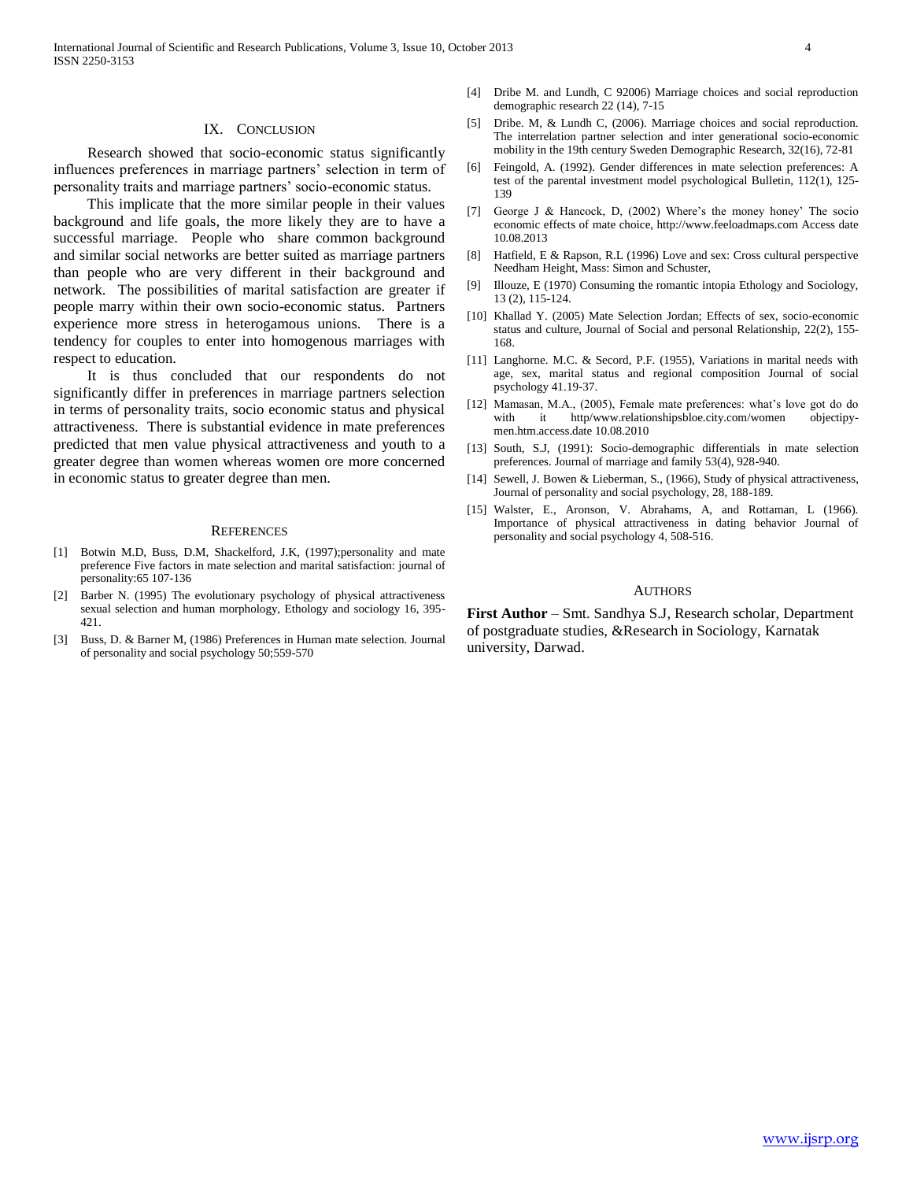## IX. CONCLUSION

Research showed that socio-economic status significantly influences preferences in marriage partners' selection in term of personality traits and marriage partners' socio-economic status.

This implicate that the more similar people in their values background and life goals, the more likely they are to have a successful marriage. People who share common background and similar social networks are better suited as marriage partners than people who are very different in their background and network. The possibilities of marital satisfaction are greater if people marry within their own socio-economic status. Partners experience more stress in heterogamous unions. There is a tendency for couples to enter into homogenous marriages with respect to education.

It is thus concluded that our respondents do not significantly differ in preferences in marriage partners selection in terms of personality traits, socio economic status and physical attractiveness. There is substantial evidence in mate preferences predicted that men value physical attractiveness and youth to a greater degree than women whereas women ore more concerned in economic status to greater degree than men.

## REFERENCES

[1] Botwin M.D, Buss, D.M, Shackelford, J.K, (1997);personality and mate preference Five factors in mate selection and marital satisfaction: journal of personality:65 107-136

[2] Barber N. (1995) The evolutionary psychology of physical attractiveness sexual selection and human morphology, Ethology and sociology 16, 395-421.

[3] Buss, D. & Barner M, (1986) Preferences in Human mate selection. Journal of personality and social psychology 50;559-570

[4] Dribe M. and Lundh, C 92006) Marriage choices and social reproduction demographic research 22 (14), 7-15

[5] Dribe. M, & Lundh C, (2006). Marriage choices and social reproduction. The interrelation partner selection and inter generational socio-economic mobility in the 19th century Sweden Demographic Research, 32(16), 72-81

[6] Feingold, A. (1992). Gender differences in mate selection preferences: A test of the parental investment model psychological Bulletin, 112(1), 125-139

[7] George J & Hancock, D, (2002) Where's the money honey' The socio economic effects of mate choice, http://www.feeloadmaps.com Access date 10.08.2013

[8] Hatfield, E & Rapson, R.L (1996) Love and sex: Cross cultural perspective Needham Height, Mass: Simon and Schuster,

[9] Illouze, E (1970) Consuming the romantic intopia Ethology and Sociology, 13 (2), 115-124.

[10] Khallad Y. (2005) Mate Selection Jordan; Effects of sex, socio-economic status and culture, Journal of Social and personal Relationship, 22(2), 155-168.

[11] Langhorne. M.C. & Secord, P.F. (1955), Variations in marital needs with age, sex, marital status and regional composition Journal of social psychology 41.19-37.

[12] Mamasan, M.A., (2005), Female mate preferences: what's love got do do with it http/www.relationshipsbloe.city.com/women objectipy-men.htm.access.date 10.08.2010

[13] South, S.J, (1991): Socio-demographic differentials in mate selection preferences. Journal of marriage and family 53(4), 928-940.

[14] Sewell, J. Bowen & Lieberman, S., (1966), Study of physical attractiveness, Journal of personality and social psychology, 28, 188-189.

[15] Walster, E., Aronson, V. Abrahams, A, and Rottaman, L (1966). Importance of physical attractiveness in dating behavior Journal of personality and social psychology 4, 508-516.

## AUTHORS

**First Author** – Smt. Sandhya S.J, Research scholar, Department of postgraduate studies, &Research in Sociology, Karnatak university, Darwad.